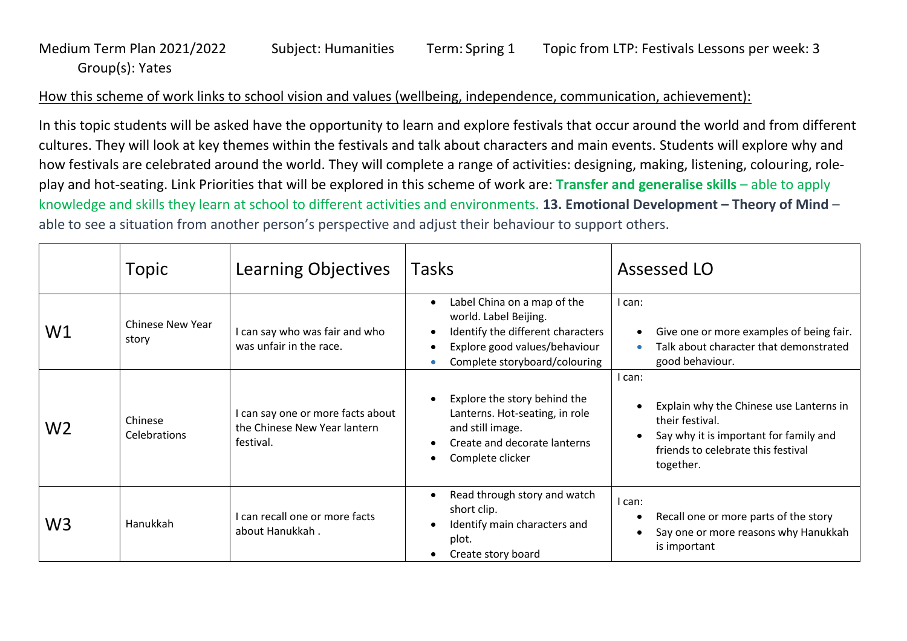Medium Term Plan 2021/2022 Subject: Humanities Term: Spring 1 Topic from LTP: Festivals Lessons per week: 3 Group(s): Yates

How this scheme of work links to school vision and values (wellbeing, independence, communication, achievement):

In this topic students will be asked have the opportunity to learn and explore festivals that occur around the world and from different cultures. They will look at key themes within the festivals and talk about characters and main events. Students will explore why and how festivals are celebrated around the world. They will complete a range of activities: designing, making, listening, colouring, role-play and hot-seating. Link Priorities that will be explored in this scheme of work are: **Transfer and generalise skills** – able to apply knowledge and skills they learn at school to different activities and environments. **13. Emotional Development – Theory of Mind** – able to see a situation from another person's perspective and adjust their behaviour to support others.

| | Topic | Learning Objectives | Tasks | Assessed LO |
|---|---|---|---|---|
| W1 | Chinese New Year story | I can say who was fair and who was unfair in the race. | • Label China on a map of the world. Label Beijing.<br>• Identify the different characters<br>• Explore good values/behaviour<br>• Complete storyboard/colouring | I can:<br>• Give one or more examples of being fair.<br>• Talk about character that demonstrated good behaviour. |
| W2 | Chinese Celebrations | I can say one or more facts about the Chinese New Year lantern festival. | • Explore the story behind the Lanterns. Hot-seating, in role and still image.<br>• Create and decorate lanterns<br>• Complete clicker | I can:<br>• Explain why the Chinese use Lanterns in their festival.<br>• Say why it is important for family and friends to celebrate this festival together. |
| W3 | Hanukkah | I can recall one or more facts about Hanukkah . | • Read through story and watch short clip.<br>• Identify main characters and plot.<br>• Create story board | I can:<br>• Recall one or more parts of the story<br>• Say one or more reasons why Hanukkah is important |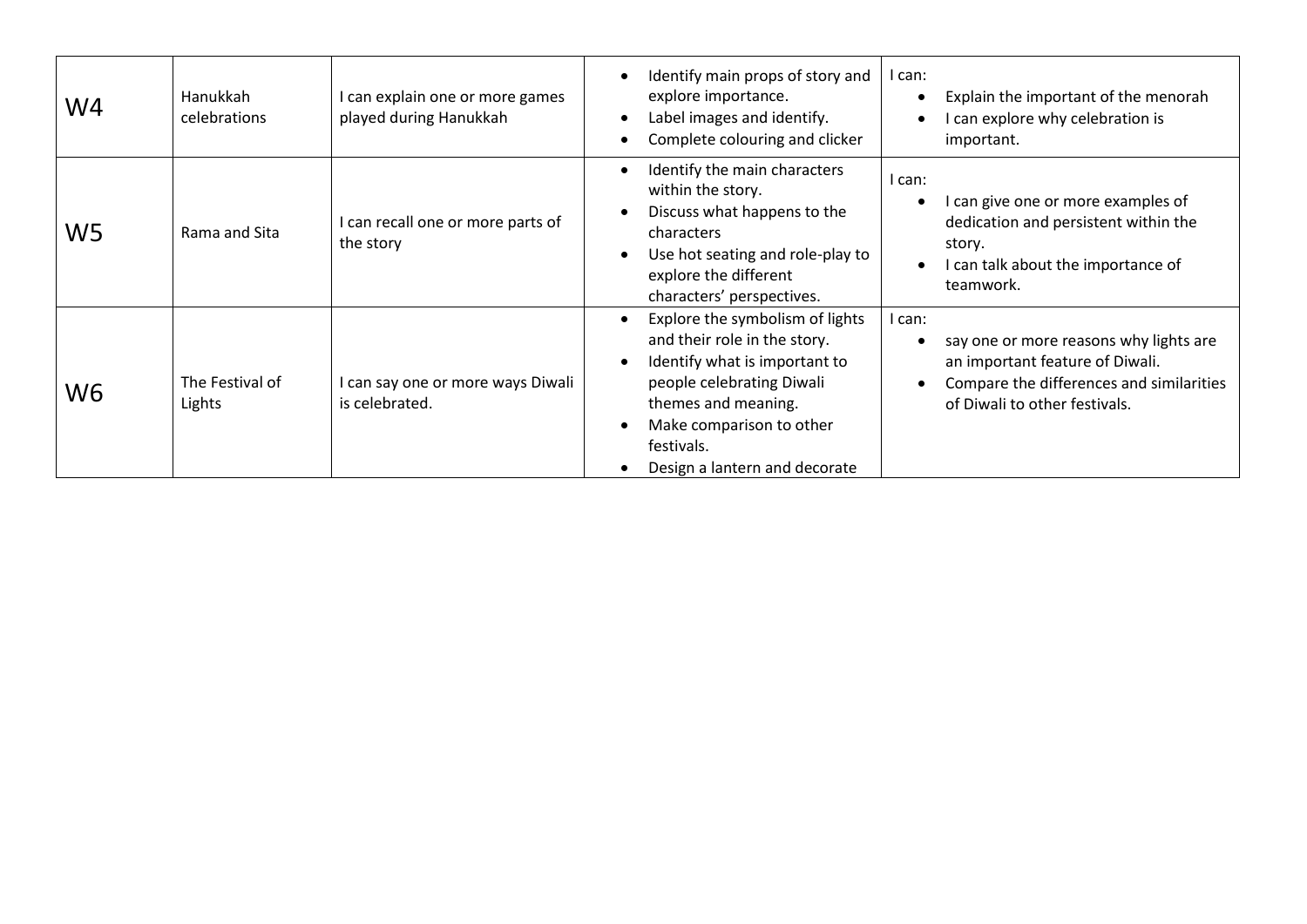| | | | | |
|---|---|---|---|---|
| W4 | Hanukkah celebrations | I can explain one or more games played during Hanukkah | • Identify main props of story and explore importance.<br>• Label images and identify.<br>• Complete colouring and clicker | I can:<br>• Explain the important of the menorah<br>• I can explore why celebration is important. |
| W5 | Rama and Sita | I can recall one or more parts of the story | • Identify the main characters within the story.<br>• Discuss what happens to the characters<br>• Use hot seating and role-play to explore the different characters' perspectives. | I can:<br>• I can give one or more examples of dedication and persistent within the story.<br>• I can talk about the importance of teamwork. |
| W6 | The Festival of Lights | I can say one or more ways Diwali is celebrated. | • Explore the symbolism of lights and their role in the story.<br>• Identify what is important to people celebrating Diwali themes and meaning.<br>• Make comparison to other festivals.<br>• Design a lantern and decorate | I can:<br>• say one or more reasons why lights are an important feature of Diwali.<br>• Compare the differences and similarities of Diwali to other festivals. |